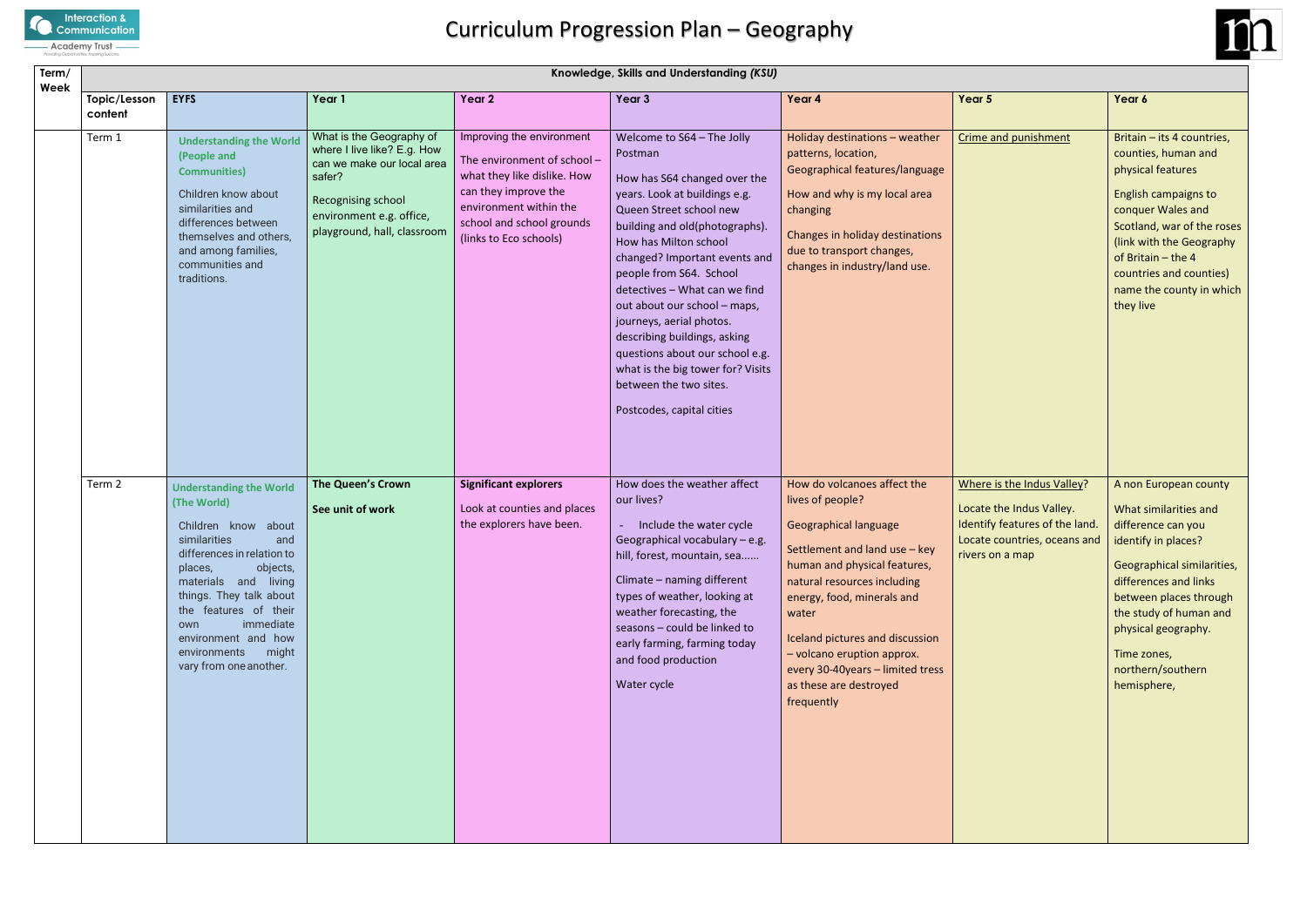# Curriculum Progression Plan – Geography

| Term/ Week | Knowledge, Skills and Understanding *(KSU)* | | | | | | | |
|---|---|---|---|---|---|---|---|---|
| | **Topic/Lesson content** | **EYFS** | **Year 1** | **Year 2** | **Year 3** | **Year 4** | **Year 5** | **Year 6** |
| | Term 1 | **Understanding the World (People and Communities)**<br><br>Children know about similarities and differences between themselves and others, and among families, communities and traditions. | What is the Geography of where I live like? E.g. How can we make our local area safer?<br><br>Recognising school environment e.g. office, playground, hall, classroom | Improving the environment<br><br>The environment of school – what they like dislike. How can they improve the environment within the school and school grounds (links to Eco schools) | Welcome to S64 – The Jolly Postman<br><br>How has S64 changed over the years. Look at buildings e.g. Queen Street school new building and old(photographs). How has Milton school changed? Important events and people from S64. School detectives – What can we find out about our school – maps, journeys, aerial photos. describing buildings, asking questions about our school e.g. what is the big tower for? Visits between the two sites.<br><br>Postcodes, capital cities | Holiday destinations – weather patterns, location, Geographical features/language<br><br>How and why is my local area changing<br><br>Changes in holiday destinations due to transport changes, changes in industry/land use. | Crime and punishment | Britain – its 4 countries, counties, human and physical features<br><br>English campaigns to conquer Wales and Scotland, war of the roses (link with the Geography of Britain – the 4 countries and counties) name the county in which they live |
| | Term 2 | **Understanding the World (The World)**<br><br>Children know about similarities and differences in relation to places, objects, materials and living things. They talk about the features of their own immediate environment and how environments might vary from one another. | **The Queen's Crown**<br><br>**See unit of work** | **Significant explorers**<br><br>Look at counties and places the explorers have been. | How does the weather affect our lives?<br><br>- Include the water cycle<br><br>Geographical vocabulary – e.g. hill, forest, mountain, sea……<br><br>Climate – naming different types of weather, looking at weather forecasting, the seasons – could be linked to early farming, farming today and food production<br><br>Water cycle | How do volcanoes affect the lives of people?<br><br>Geographical language<br><br>Settlement and land use – key human and physical features, natural resources including energy, food, minerals and water<br><br>Iceland pictures and discussion – volcano eruption approx. every 30-40years – limited tress as these are destroyed frequently | Where is the Indus Valley?<br><br>Locate the Indus Valley. Identify features of the land. Locate countries, oceans and rivers on a map | A non European county<br><br>What similarities and difference can you identify in places?<br><br>Geographical similarities, differences and links between places through the study of human and physical geography.<br><br>Time zones, northern/southern hemisphere, |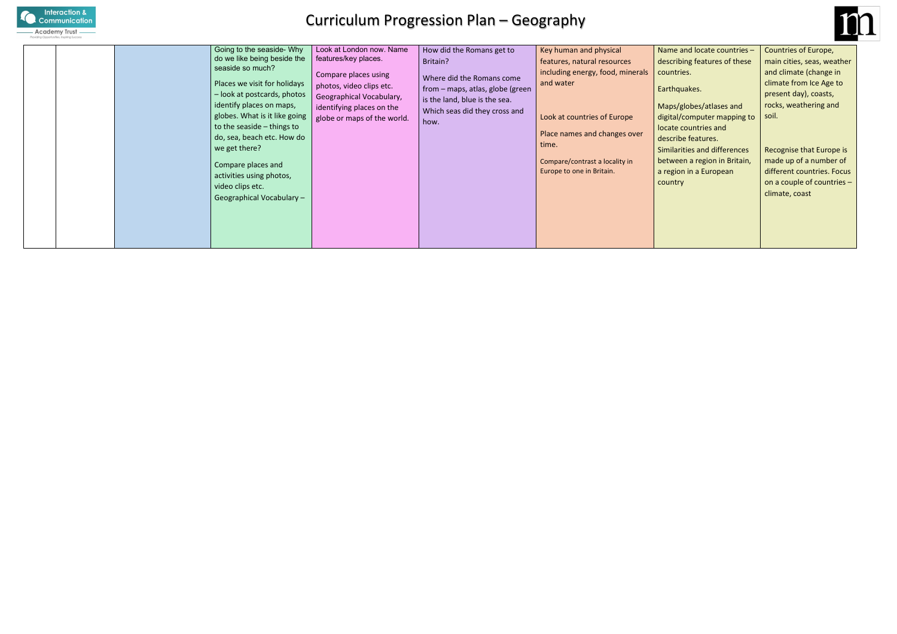# Curriculum Progression Plan – Geography

| | | | | | | | | |
|---|---|---|---|---|---|---|---|---|
| | | | Going to the seaside- Why do we like being beside the seaside so much?<br><br>Places we visit for holidays – look at postcards, photos identify places on maps, globes. What is it like going to the seaside – things to do, sea, beach etc. How do we get there?<br><br>Compare places and activities using photos, video clips etc. Geographical Vocabulary – | Look at London now. Name features/key places.<br><br>Compare places using photos, video clips etc. Geographical Vocabulary, identifying places on the globe or maps of the world. | How did the Romans get to Britain?<br><br>Where did the Romans come from – maps, atlas, globe (green is the land, blue is the sea. Which seas did they cross and how. | Key human and physical features, natural resources including energy, food, minerals and water<br><br>Look at countries of Europe<br><br>Place names and changes over time.<br><br>Compare/contrast a locality in Europe to one in Britain. | Name and locate countries – describing features of these countries.<br><br>Earthquakes.<br><br>Maps/globes/atlases and digital/computer mapping to locate countries and describe features.<br>Similarities and differences between a region in Britain, a region in a European country | Countries of Europe, main cities, seas, weather and climate (change in climate from Ice Age to present day), coasts, rocks, weathering and soil.<br><br>Recognise that Europe is made up of a number of different countries. Focus on a couple of countries – climate, coast |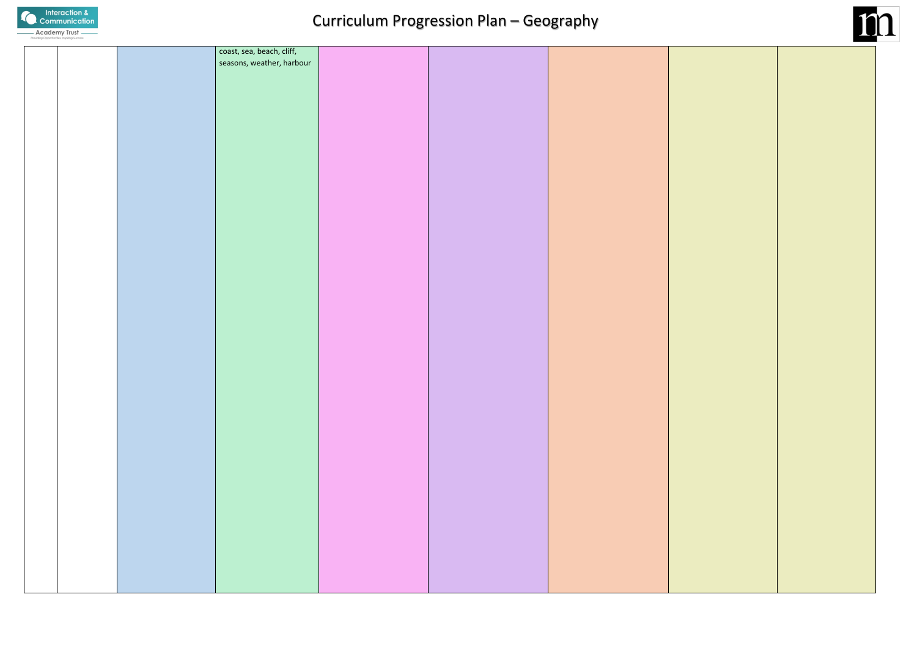| | | | | | | | | |
|---|---|---|---|---|---|---|---|---|
| | | | coast, sea, beach, cliff, seasons, weather, harbour | | | | | |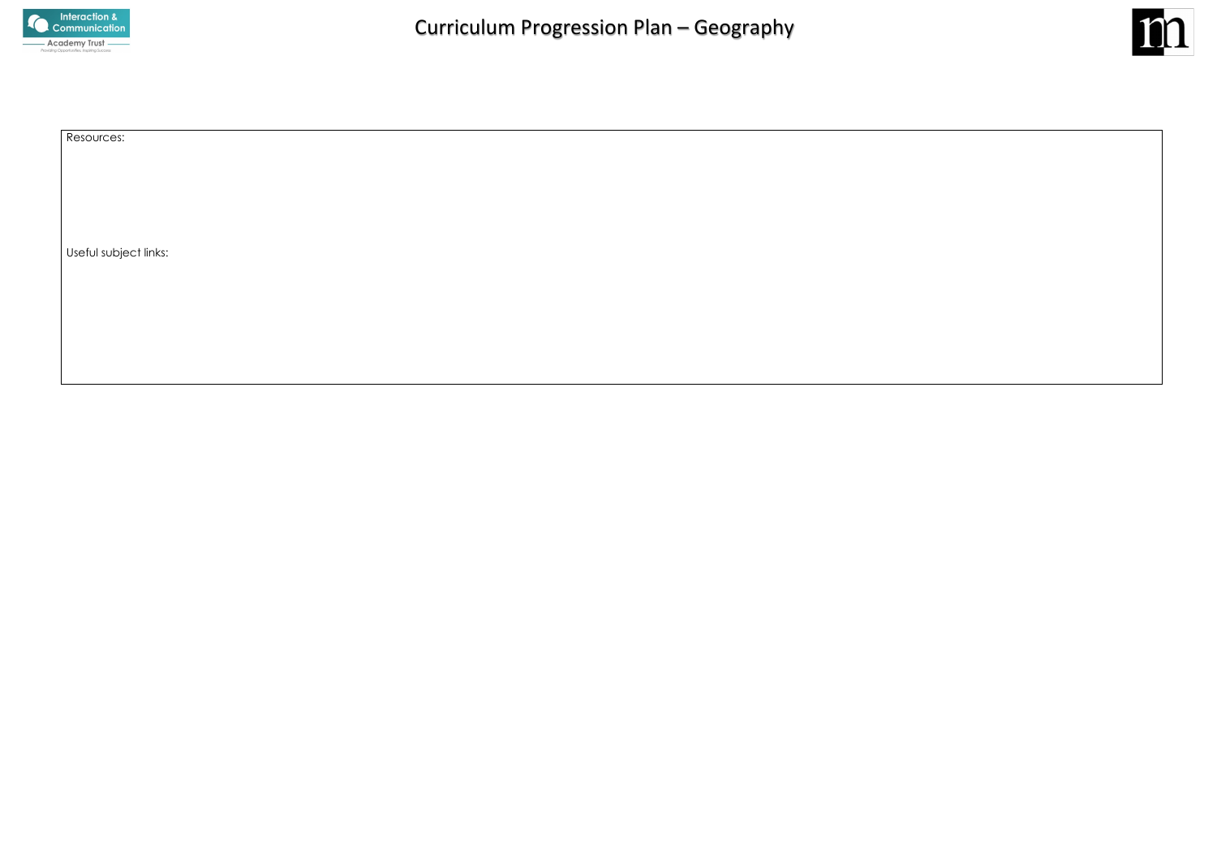Resources:

Useful subject links: